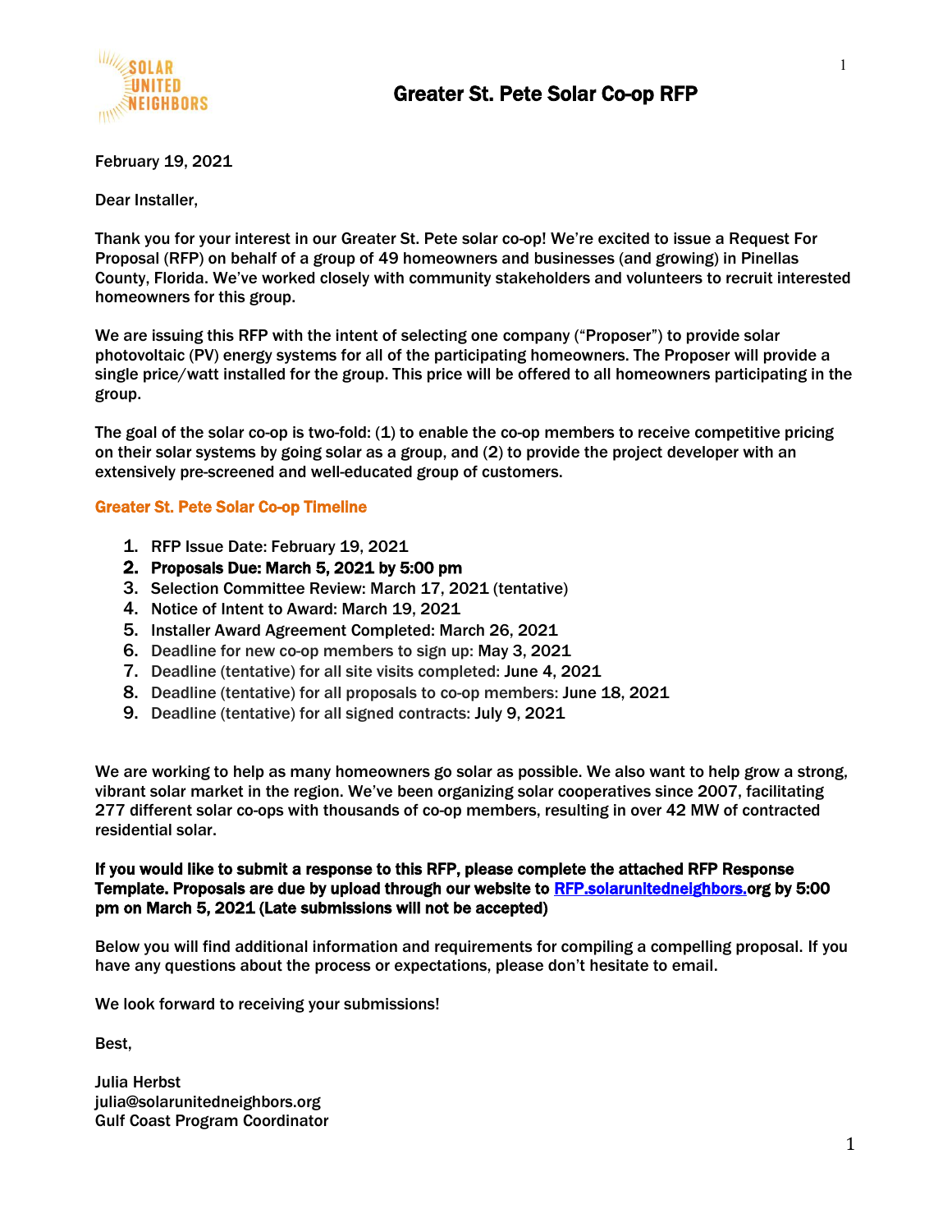# Greater St. Pete Solar Co-op RFP

February 19, 2021

Dear Installer,

Thank you for your interest in our Greater St. Pete solar co-op! We're excited to issue a Request For Proposal (RFP) on behalf of a group of 49 homeowners and businesses (and growing) in Pinellas County, Florida. We've worked closely with community stakeholders and volunteers to recruit interested homeowners for this group.

We are issuing this RFP with the intent of selecting one company ("Proposer") to provide solar photovoltaic (PV) energy systems for all of the participating homeowners. The Proposer will provide a single price/watt installed for the group. This price will be offered to all homeowners participating in the group.

The goal of the solar co-op is two-fold: (1) to enable the co-op members to receive competitive pricing on their solar systems by going solar as a group, and (2) to provide the project developer with an extensively pre-screened and well-educated group of customers.

## Greater St. Pete Solar Co-op Timeline

1. RFP Issue Date: February 19, 2021
2. **Proposals Due: March 5, 2021 by 5:00 pm**
3. Selection Committee Review: March 17, 2021 (tentative)
4. Notice of Intent to Award: March 19, 2021
5. Installer Award Agreement Completed: March 26, 2021
6. Deadline for new co-op members to sign up: May 3, 2021
7. Deadline (tentative) for all site visits completed: June 4, 2021
8. Deadline (tentative) for all proposals to co-op members: June 18, 2021
9. Deadline (tentative) for all signed contracts: July 9, 2021

We are working to help as many homeowners go solar as possible. We also want to help grow a strong, vibrant solar market in the region. We've been organizing solar cooperatives since 2007, facilitating 277 different solar co-ops with thousands of co-op members, resulting in over 42 MW of contracted residential solar.

**If you would like to submit a response to this RFP, please complete the attached RFP Response Template. Proposals are due by upload through our website to RFP.solarunitedneighbors.org by 5:00 pm on March 5, 2021 (Late submissions will not be accepted)**

Below you will find additional information and requirements for compiling a compelling proposal. If you have any questions about the process or expectations, please don't hesitate to email.

We look forward to receiving your submissions!

Best,

Julia Herbst
julia@solarunitedneighbors.org
Gulf Coast Program Coordinator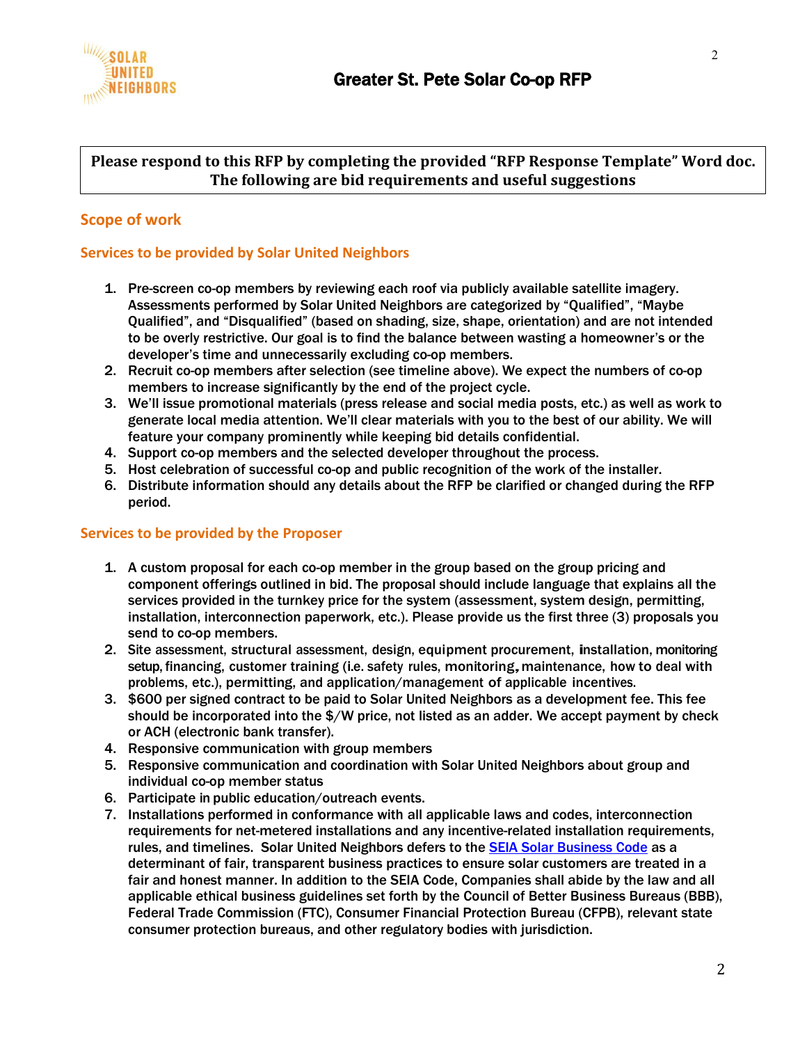**Please respond to this RFP by completing the provided "RFP Response Template" Word doc. The following are bid requirements and useful suggestions**

## Scope of work

### Services to be provided by Solar United Neighbors

1. Pre-screen co-op members by reviewing each roof via publicly available satellite imagery. Assessments performed by Solar United Neighbors are categorized by "Qualified", "Maybe Qualified", and "Disqualified" (based on shading, size, shape, orientation) and are not intended to be overly restrictive. Our goal is to find the balance between wasting a homeowner's or the developer's time and unnecessarily excluding co-op members.
2. Recruit co-op members after selection (see timeline above). We expect the numbers of co-op members to increase significantly by the end of the project cycle.
3. We'll issue promotional materials (press release and social media posts, etc.) as well as work to generate local media attention. We'll clear materials with you to the best of our ability. We will feature your company prominently while keeping bid details confidential.
4. Support co-op members and the selected developer throughout the process.
5. Host celebration of successful co-op and public recognition of the work of the installer.
6. Distribute information should any details about the RFP be clarified or changed during the RFP period.

### Services to be provided by the Proposer

1. A custom proposal for each co-op member in the group based on the group pricing and component offerings outlined in bid. The proposal should include language that explains all the services provided in the turnkey price for the system (assessment, system design, permitting, installation, interconnection paperwork, etc.). Please provide us the first three (3) proposals you send to co-op members.
2. Site assessment, structural assessment, design, equipment procurement, installation, monitoring setup, financing, customer training (i.e. safety rules, monitoring, maintenance, how to deal with problems, etc.), permitting, and application/management of applicable incentives.
3. $600 per signed contract to be paid to Solar United Neighbors as a development fee. This fee should be incorporated into the $/W price, not listed as an adder. We accept payment by check or ACH (electronic bank transfer).
4. Responsive communication with group members
5. Responsive communication and coordination with Solar United Neighbors about group and individual co-op member status
6. Participate in public education/outreach events.
7. Installations performed in conformance with all applicable laws and codes, interconnection requirements for net-metered installations and any incentive-related installation requirements, rules, and timelines. Solar United Neighbors defers to the SEIA Solar Business Code as a determinant of fair, transparent business practices to ensure solar customers are treated in a fair and honest manner. In addition to the SEIA Code, Companies shall abide by the law and all applicable ethical business guidelines set forth by the Council of Better Business Bureaus (BBB), Federal Trade Commission (FTC), Consumer Financial Protection Bureau (CFPB), relevant state consumer protection bureaus, and other regulatory bodies with jurisdiction.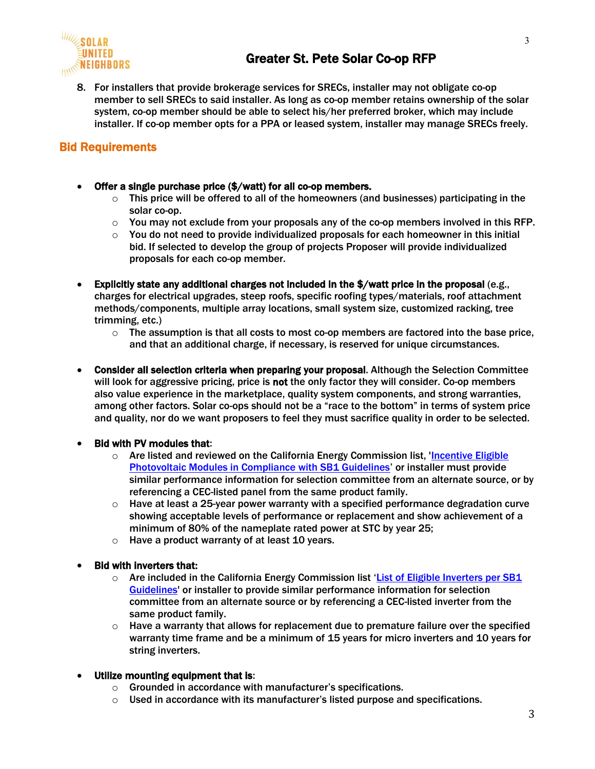8. For installers that provide brokerage services for SRECs, installer may not obligate co-op member to sell SRECs to said installer. As long as co-op member retains ownership of the solar system, co-op member should be able to select his/her preferred broker, which may include installer. If co-op member opts for a PPA or leased system, installer may manage SRECs freely.

## Bid Requirements

- **Offer a single purchase price ($/watt) for all co-op members.**
  - This price will be offered to all of the homeowners (and businesses) participating in the solar co-op.
  - You may not exclude from your proposals any of the co-op members involved in this RFP.
  - You do not need to provide individualized proposals for each homeowner in this initial bid. If selected to develop the group of projects Proposer will provide individualized proposals for each co-op member.

- **Explicitly state any additional charges not included in the $/watt price in the proposal** (e.g., charges for electrical upgrades, steep roofs, specific roofing types/materials, roof attachment methods/components, multiple array locations, small system size, customized racking, tree trimming, etc.)
  - The assumption is that all costs to most co-op members are factored into the base price, and that an additional charge, if necessary, is reserved for unique circumstances.

- **Consider all selection criteria when preparing your proposal**. Although the Selection Committee will look for aggressive pricing, price is **not** the only factor they will consider. Co-op members also value experience in the marketplace, quality system components, and strong warranties, among other factors. Solar co-ops should not be a "race to the bottom" in terms of system price and quality, nor do we want proposers to feel they must sacrifice quality in order to be selected.

- **Bid with PV modules that**:
  - Are listed and reviewed on the California Energy Commission list, 'Incentive Eligible Photovoltaic Modules in Compliance with SB1 Guidelines' or installer must provide similar performance information for selection committee from an alternate source, or by referencing a CEC-listed panel from the same product family.
  - Have at least a 25-year power warranty with a specified performance degradation curve showing acceptable levels of performance or replacement and show achievement of a minimum of 80% of the nameplate rated power at STC by year 25;
  - Have a product warranty of at least 10 years.

- **Bid with inverters that:**
  - Are included in the California Energy Commission list 'List of Eligible Inverters per SB1 Guidelines' or installer to provide similar performance information for selection committee from an alternate source or by referencing a CEC-listed inverter from the same product family.
  - Have a warranty that allows for replacement due to premature failure over the specified warranty time frame and be a minimum of 15 years for micro inverters and 10 years for string inverters.

- **Utilize mounting equipment that is**:
  - Grounded in accordance with manufacturer's specifications.
  - Used in accordance with its manufacturer's listed purpose and specifications.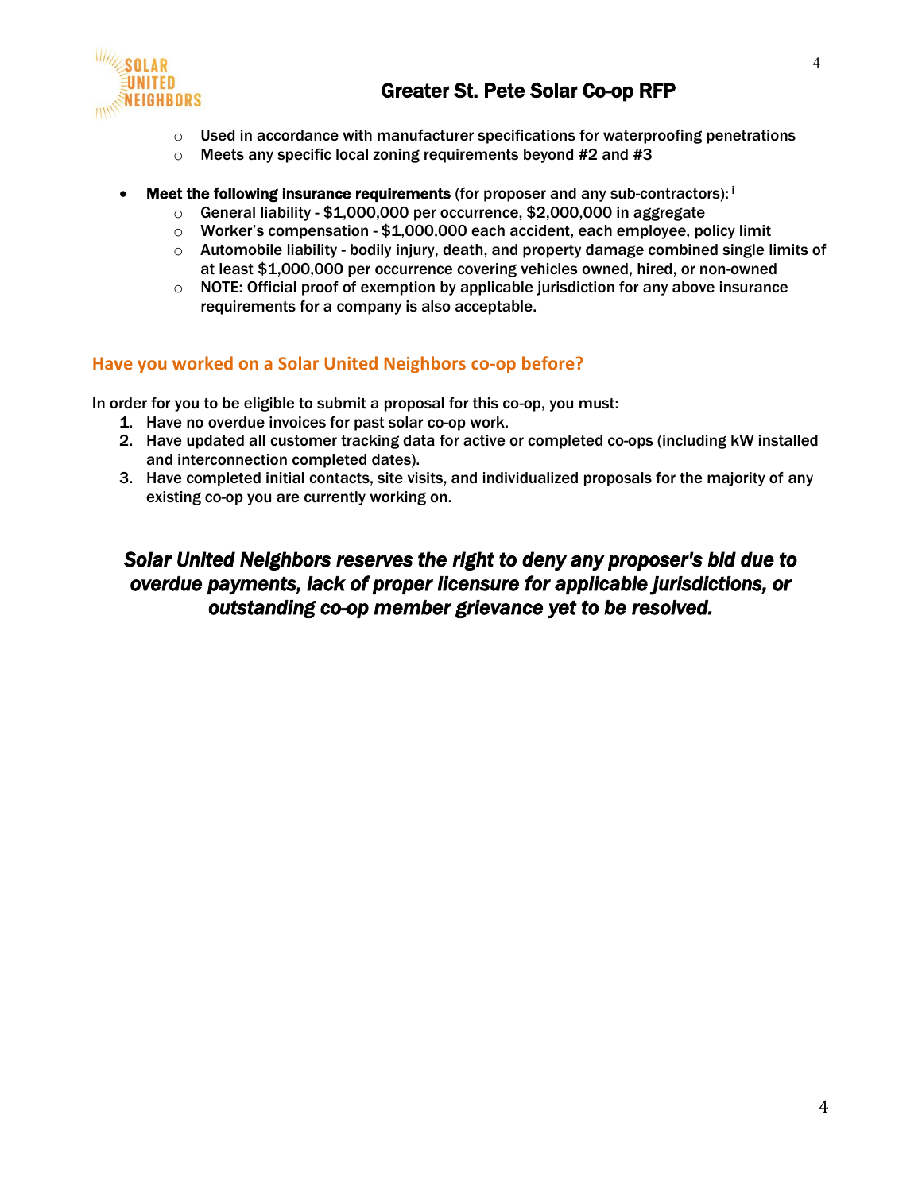- Used in accordance with manufacturer specifications for waterproofing penetrations
- Meets any specific local zoning requirements beyond #2 and #3

- **Meet the following insurance requirements** (for proposer and any sub-contractors):[i]
  - General liability - $1,000,000 per occurrence, $2,000,000 in aggregate
  - Worker's compensation - $1,000,000 each accident, each employee, policy limit
  - Automobile liability - bodily injury, death, and property damage combined single limits of at least $1,000,000 per occurrence covering vehicles owned, hired, or non-owned
  - NOTE: Official proof of exemption by applicable jurisdiction for any above insurance requirements for a company is also acceptable.

## Have you worked on a Solar United Neighbors co-op before?

In order for you to be eligible to submit a proposal for this co-op, you must:

1. Have no overdue invoices for past solar co-op work.
2. Have updated all customer tracking data for active or completed co-ops (including kW installed and interconnection completed dates).
3. Have completed initial contacts, site visits, and individualized proposals for the majority of any existing co-op you are currently working on.

***Solar United Neighbors reserves the right to deny any proposer's bid due to overdue payments, lack of proper licensure for applicable jurisdictions, or outstanding co-op member grievance yet to be resolved.***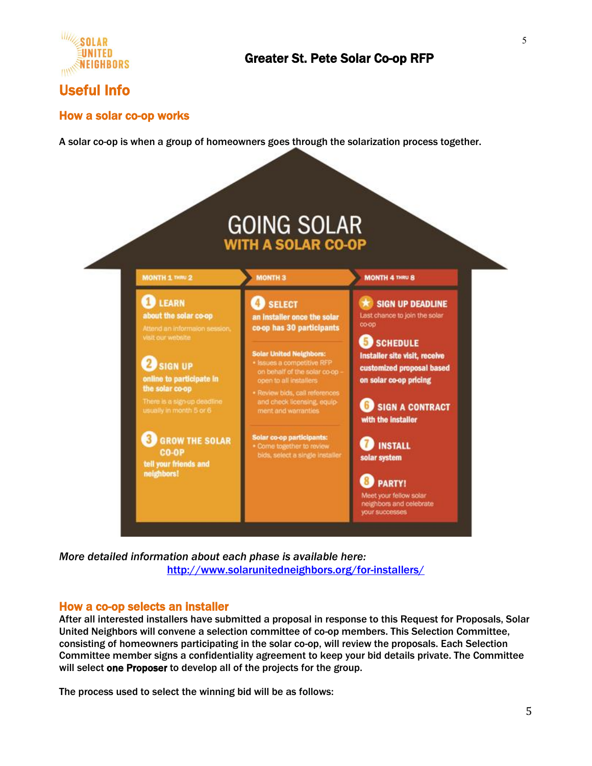# Useful Info

## How a solar co-op works

A solar co-op is when a group of homeowners goes through the solarization process together.

GOING SOLAR
WITH A SOLAR CO-OP

**MONTH 1 THRU 2**

**1 LEARN** about the solar co-op
Attend an information session, visit our website

**2 SIGN UP** online to participate in the solar co-op
There is a sign-up deadline usually in month 5 or 6

**3 GROW THE SOLAR CO-OP** tell your friends and neighbors!

**MONTH 3**

**4 SELECT** an installer once the solar co-op has 30 participants

Solar United Neighbors:
- Issues a competitive RFP on behalf of the solar co-op – open to all installers
- Review bids, call references and check licensing, equipment and warranties

Solar co-op participants:
- Come together to review bids, select a single installer

**MONTH 4 THRU 8**

**SIGN UP DEADLINE**
Last chance to join the solar co-op

**5 SCHEDULE** Installer site visit, receive customized proposal based on solar co-op pricing

**6 SIGN A CONTRACT** with the installer

**7 INSTALL** solar system

**8 PARTY!**
Meet your fellow solar neighbors and celebrate your successes

*More detailed information about each phase is available here:*
[http://www.solarunitedneighbors.org/for-installers/](http://www.solarunitedneighbors.org/for-installers/)

## How a co-op selects an installer

After all interested installers have submitted a proposal in response to this Request for Proposals, Solar United Neighbors will convene a selection committee of co-op members. This Selection Committee, consisting of homeowners participating in the solar co-op, will review the proposals. Each Selection Committee member signs a confidentiality agreement to keep your bid details private. The Committee will select **one Proposer** to develop all of the projects for the group.

The process used to select the winning bid will be as follows: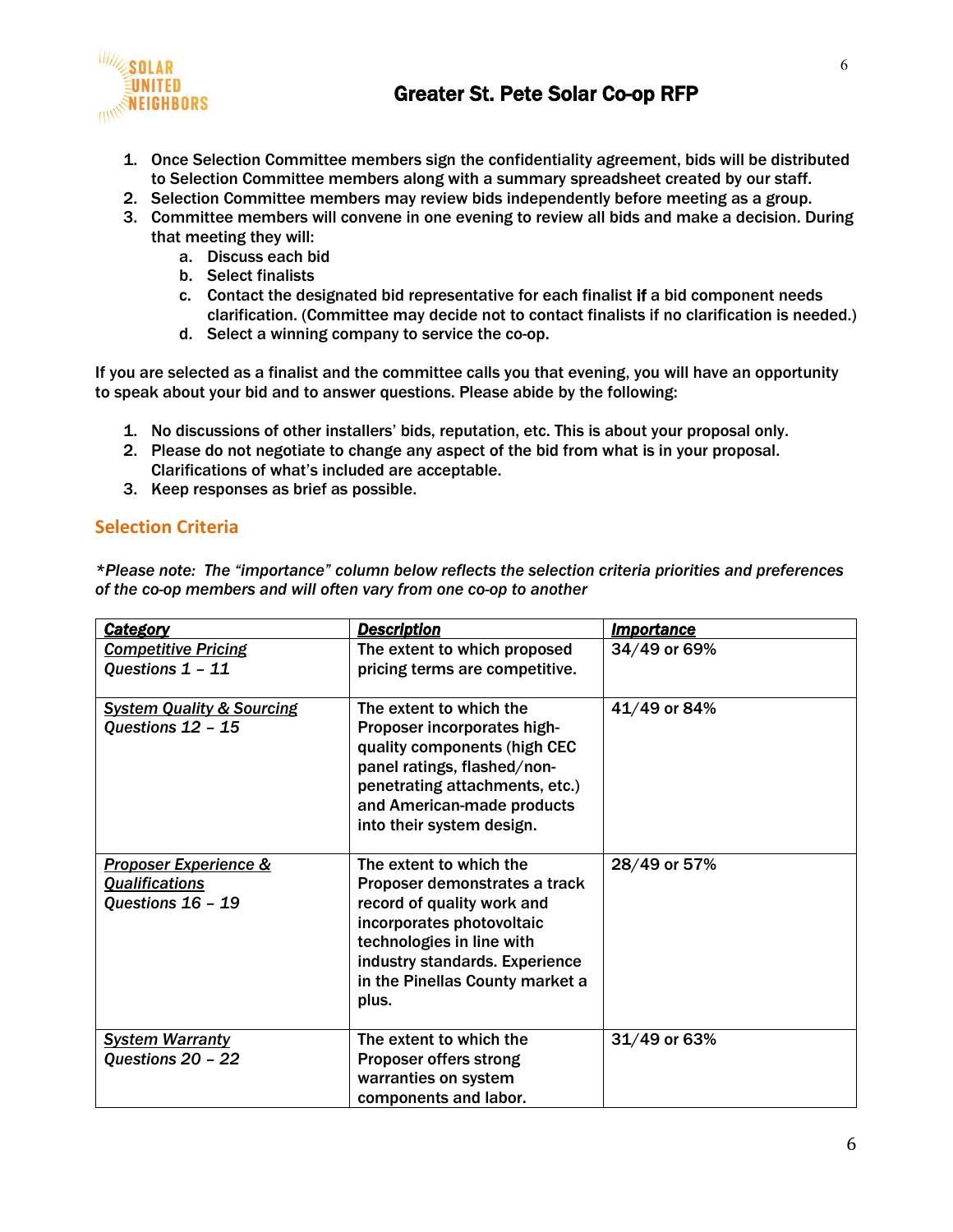1. Once Selection Committee members sign the confidentiality agreement, bids will be distributed to Selection Committee members along with a summary spreadsheet created by our staff.
2. Selection Committee members may review bids independently before meeting as a group.
3. Committee members will convene in one evening to review all bids and make a decision. During that meeting they will:
   a. Discuss each bid
   b. Select finalists
   c. Contact the designated bid representative for each finalist **if** a bid component needs clarification. (Committee may decide not to contact finalists if no clarification is needed.)
   d. Select a winning company to service the co-op.

If you are selected as a finalist and the committee calls you that evening, you will have an opportunity to speak about your bid and to answer questions. Please abide by the following:

1. No discussions of other installers' bids, reputation, etc. This is about your proposal only.
2. Please do not negotiate to change any aspect of the bid from what is in your proposal. Clarifications of what's included are acceptable.
3. Keep responses as brief as possible.

## Selection Criteria

*\*Please note: The "importance" column below reflects the selection criteria priorities and preferences of the co-op members and will often vary from one co-op to another*

| ***Category*** | ***Description*** | ***Importance*** |
|---|---|---|
| *Competitive Pricing*<br>*Questions 1 – 11* | The extent to which proposed pricing terms are competitive. | 34/49 or 69% |
| *System Quality & Sourcing*<br>*Questions 12 – 15* | The extent to which the Proposer incorporates high-quality components (high CEC panel ratings, flashed/non-penetrating attachments, etc.) and American-made products into their system design. | 41/49 or 84% |
| *Proposer Experience & Qualifications*<br>*Questions 16 – 19* | The extent to which the Proposer demonstrates a track record of quality work and incorporates photovoltaic technologies in line with industry standards. Experience in the Pinellas County market a plus. | 28/49 or 57% |
| *System Warranty*<br>*Questions 20 – 22* | The extent to which the Proposer offers strong warranties on system components and labor. | 31/49 or 63% |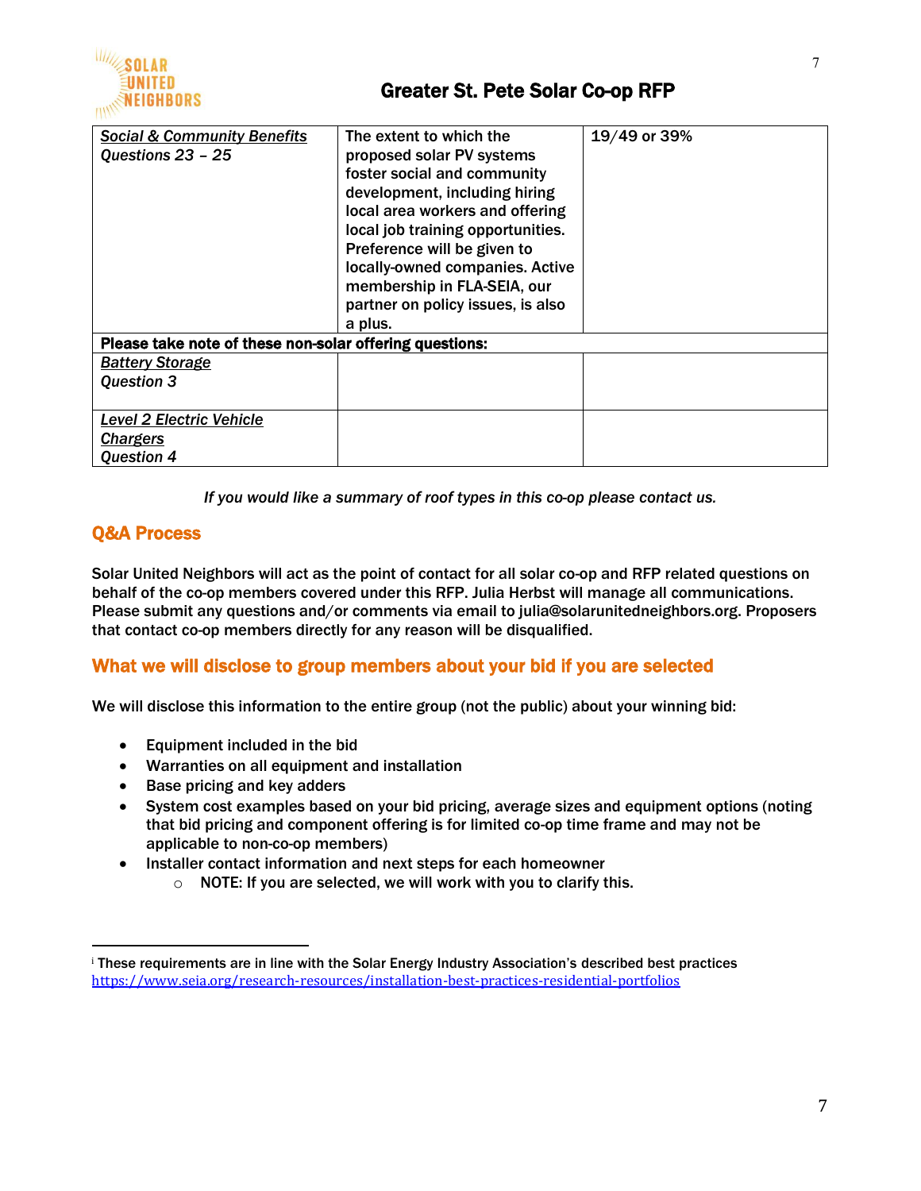| | | |
|---|---|---|
| ***Social & Community Benefits*** *Questions 23 – 25* | The extent to which the proposed solar PV systems foster social and community development, including hiring local area workers and offering local job training opportunities. Preference will be given to locally-owned companies. Active membership in FLA-SEIA, our partner on policy issues, is also a plus. | 19/49 or 39% |
| **Please take note of these non-solar offering questions:** | | |
| ***Battery Storage*** *Question 3* | | |
| ***Level 2 Electric Vehicle Chargers*** *Question 4* | | |

*If you would like a summary of roof types in this co-op please contact us.*

## Q&A Process

Solar United Neighbors will act as the point of contact for all solar co-op and RFP related questions on behalf of the co-op members covered under this RFP. Julia Herbst will manage all communications. Please submit any questions and/or comments via email to julia@solarunitedneighbors.org. Proposers that contact co-op members directly for any reason will be disqualified.

## What we will disclose to group members about your bid if you are selected

We will disclose this information to the entire group (not the public) about your winning bid:

- Equipment included in the bid
- Warranties on all equipment and installation
- Base pricing and key adders
- System cost examples based on your bid pricing, average sizes and equipment options (noting that bid pricing and component offering is for limited co-op time frame and may not be applicable to non-co-op members)
- Installer contact information and next steps for each homeowner
  - NOTE: If you are selected, we will work with you to clarify this.

---

[i] These requirements are in line with the Solar Energy Industry Association's described best practices https://www.seia.org/research-resources/installation-best-practices-residential-portfolios